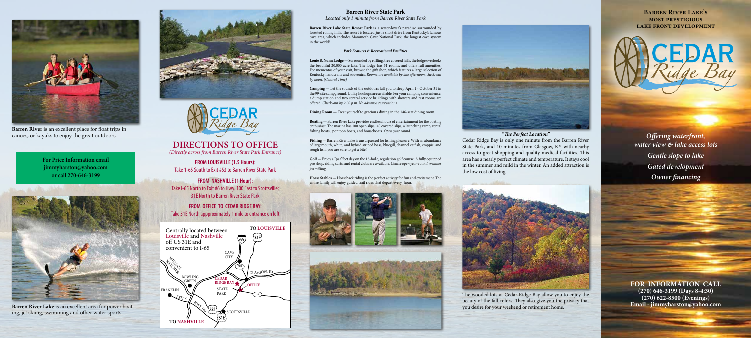**Barren River** is an excellent place for float trips in canoes, or kayaks to enjoy the great outdoors.

**For Price Information email jimmyharston@yahoo.com or call 270-646-3199**

**Barren River Lake** is an excellent area for power boating, jet skiing, swimming and other water sports.

CEDAR *Ridge Bay*

## DIRECTIONS TO OFFICE

*(Directly across from Barren River State Park Entrance)*

**FROM LOUISVILLE (1.5 Hours):**
Take 1-65 South to Exit #53 to Barren River State Park

**FROM NASHVILLE (1 Hour):**
Take I-65 North to Exit #6 to Hwy. 100 East to Scottsville; 31E North to Barren River State Park

**FROM OFFICE TO CEDAR RIDGE BAY:**
Take 31E North appproximately 1 mile to entrance on left

Centrally located between Louisville and Nashville off US 31E and convenient to I-65

TO LOUISVILLE · 65 · 31E · CAVE CITY · 90 · GLASGOW, KY · WILLIAM NATCHER · BOWLING GREEN · CEDAR RIDGE BAY · OFFICE · STATE PARK · 87 · FRANKLIN · EXIT 6 · HWY 100 · 231 · SCOTTSVILLE · 31E · TO NASHVILLE

## Barren River State Park

*Located only 1 minute from Barren River State Park*

**Barren River Lake State Resort Park** is a water-lover's paradise surrounded by forested rolling hills. The resort is located just a short drive from Kentucky's famous cave area, which includes Mammoth Cave National Park, the longest cave system in the world!

***Park Features & Recreational Facilities***

**Louie B. Nunn Lodge —** Surrounded by rolling, tree covered hills, the lodge overlooks the beautiful 20,000 acre lake. The lodge has 51 rooms, and offers full amenities. For mementos of your visit, browse the gift shop, which features a large selection of Kentucky handcrafts and souvenirs. *Rooms are available by late afternoon, check-out by noon. (Central Time)*

**Camping —** Let the sounds of the outdoors lull you to sleep April 1 - October 31 in the 99-site campground. Utility hookups are available. For your camping convenience, a dump station and two central service buildings with showers and rest rooms are offered. *Check-out by 2:00 p.m. No advance reservations.*

**Dining Room —** Treat yourself to gracious dining in the 146-seat dining room.

**Boating —** Barren River Lake provides endless hours of entertainment for the boating enthusiast. The marina has 100 open slips, 40 covered slips, a launching ramp, rental fishing boats,, pontoon boats, and houseboats. *Open year round.*

**Fishing** — Barren River Lake is unsurpassed for fishing pleasure. With an abundance of largemouth, white, and hybrid striped bass, bluegill, channel catfish, crappie, and rough fish, you are sure to get a bite!

**Golf** — Enjoy a "par"fect day on the 18-hole, regulation golf course. A fully equipped pro shop, riding carts, and rental clubs are available. *Course open year-round, weather permitting.*

**Horse Stables** — Horseback riding is the perfect activity for fun and excitement. The entire family will enjoy guided trail rides that depart every hour.

***"The Perfect Location"***

Cedar Ridge Bay is only one minute from the Barren River State Park, and 10 minutes from Glasgow, KY with nearby access to great shopping and quality medical facilities. This area has a nearly perfect climate and temperature. It stays cool in the summer and mild in the winter. An added attraction is the low cost of living.

The wooded lots at Cedar Ridge Bay allow you to enjoy the beauty of the fall colors. They also give you the privacy that you desire for your weekend or retirement home.

**BARREN RIVER LAKE'S MOST PRESTIGIOUS LAKE FRONT DEVELOPMENT**

CEDAR *Ridge Bay*

***Offering waterfront, water view & lake access lots***

***Gentle slope to lake***

***Gated development***

***Owner financing***

**FOR INFORMATION CALL**
**(270) 646-3199 (Days 8-4:30)**
**(270) 622-8500 (Evenings)**
**Email - jimmyharston@yahoo.com**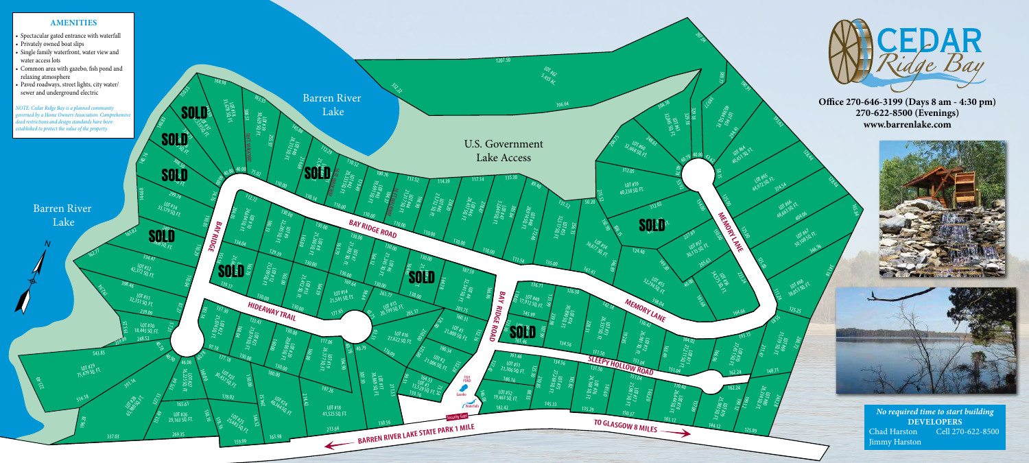## AMENITIES

- Spectacular gated entrance with waterfall
- Privately owned boat slips
- Single family waterfront, water view and water access lots
- Common area with gazebo, fish pond and relaxing atmosphere
- Paved roadways, street lights, city water/ sewer and underground electric

*NOTE: Cedar Ridge Bay is a planned community governed by a Home Owners Association. Comprehensive deed restrictions and design standards have been established to protect the value of the property.*

# CEDAR *Ridge Bay*

**Office 270-646-3199 (Days 8 am - 4:30 pm)**
**270-622-8500 (Evenings)**
**www.barrenlake.com**

Barren River Lake

U.S. Government Lake Access

BAY RIDGE ROAD

HIDEAWAY TRAIL

MEMORY LANE

SLEEPY HOLLOW ROAD

BARREN RIVER LAKE STATE PARK 1 MILE

TO GLASGOW 8 MILES

SOLD

LOT #62 5.435 AC.

LOT #60 32,064 SQ. FT.

LOT #59 40,239 SQ. FT.

LOT #64 40,651 SQ. FT.

LOT #65 44,972 SQ. FT.

LOT #66 48,665 SQ. FT.

LOT #67 50,104 SQ. FT.

LOT #68 38,653 SQ. FT.

LOT #54 36,677 SQ. FT.

LOT #55 32,294 SQ. FT.

LOT #57 30,135 SQ. FT.

LOT #56 34,575 SQ. FT.

LOT #34 33,179 SQ. FT.

LOT #32 42,372 SQ. FT.

LOT #31 32,351 SQ. FT.

LOT #30 18,445 SQ. FT.

LOT #29 75,470 SQ. FT.

LOT #28 63,882 SQ. FT.

LOT #26 29,163 SQ. FT.

LOT #25 23,683 SQ. FT.

LOT #24 40,364 SQ. FT.

LOT #23 36,457 SQ. FT.

LOT #18 41,525 SQ. FT.

LOT #17 38,098 SQ. FT.

LOT #16 27,622 SQ. FT.

LOT #15 20,199 SQ. FT.

LOT #14 21,591 SQ. FT.

LOT #3 21,890 SQ. FT.

LOT #2 21,006 SQ. FT.

LOT #1 13,529 SQ. FT.

LOT #49 17,912 SQ. FT.

LOT #51 21,206 SQ. FT.

LOT #52 19,467 SQ. FT.

FISH POND

Gazebo

Waterfalls

Security Gate

*No required time to start building*
**DEVELOPERS**
Chad Harston Cell 270-622-8500
Jimmy Harston